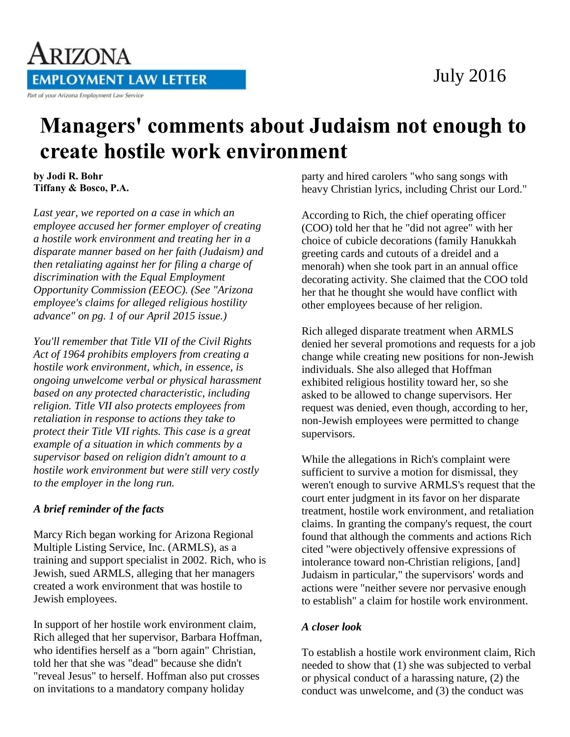# ARIZONA EMPLOYMENT LAW LETTER

Part of your Arizona Employment Law Service

July 2016

# Managers' comments about Judaism not enough to create hostile work environment

**by Jodi R. Bohr**
**Tiffany & Bosco, P.A.**

*Last year, we reported on a case in which an employee accused her former employer of creating a hostile work environment and treating her in a disparate manner based on her faith (Judaism) and then retaliating against her for filing a charge of discrimination with the Equal Employment Opportunity Commission (EEOC). (See "Arizona employee's claims for alleged religious hostility advance" on pg. 1 of our April 2015 issue.)*

*You'll remember that Title VII of the Civil Rights Act of 1964 prohibits employers from creating a hostile work environment, which, in essence, is ongoing unwelcome verbal or physical harassment based on any protected characteristic, including religion. Title VII also protects employees from retaliation in response to actions they take to protect their Title VII rights. This case is a great example of a situation in which comments by a supervisor based on religion didn't amount to a hostile work environment but were still very costly to the employer in the long run.*

### *A brief reminder of the facts*

Marcy Rich began working for Arizona Regional Multiple Listing Service, Inc. (ARMLS), as a training and support specialist in 2002. Rich, who is Jewish, sued ARMLS, alleging that her managers created a work environment that was hostile to Jewish employees.

In support of her hostile work environment claim, Rich alleged that her supervisor, Barbara Hoffman, who identifies herself as a "born again" Christian, told her that she was "dead" because she didn't "reveal Jesus" to herself. Hoffman also put crosses on invitations to a mandatory company holiday party and hired carolers "who sang songs with heavy Christian lyrics, including Christ our Lord."

According to Rich, the chief operating officer (COO) told her that he "did not agree" with her choice of cubicle decorations (family Hanukkah greeting cards and cutouts of a dreidel and a menorah) when she took part in an annual office decorating activity. She claimed that the COO told her that he thought she would have conflict with other employees because of her religion.

Rich alleged disparate treatment when ARMLS denied her several promotions and requests for a job change while creating new positions for non-Jewish individuals. She also alleged that Hoffman exhibited religious hostility toward her, so she asked to be allowed to change supervisors. Her request was denied, even though, according to her, non-Jewish employees were permitted to change supervisors.

While the allegations in Rich's complaint were sufficient to survive a motion for dismissal, they weren't enough to survive ARMLS's request that the court enter judgment in its favor on her disparate treatment, hostile work environment, and retaliation claims. In granting the company's request, the court found that although the comments and actions Rich cited "were objectively offensive expressions of intolerance toward non-Christian religions, [and] Judaism in particular," the supervisors' words and actions were "neither severe nor pervasive enough to establish" a claim for hostile work environment.

### *A closer look*

To establish a hostile work environment claim, Rich needed to show that (1) she was subjected to verbal or physical conduct of a harassing nature, (2) the conduct was unwelcome, and (3) the conduct was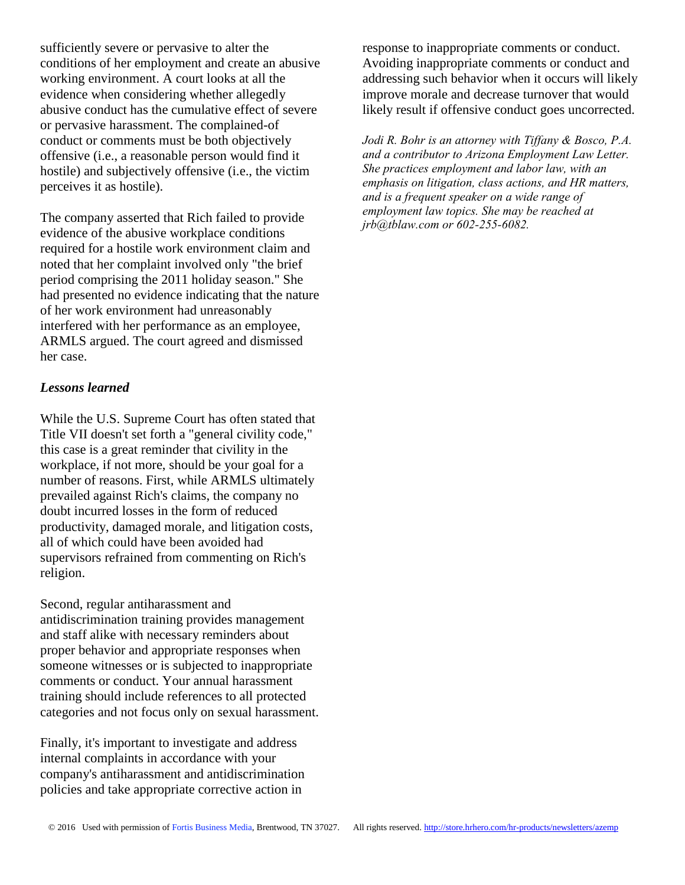sufficiently severe or pervasive to alter the conditions of her employment and create an abusive working environment. A court looks at all the evidence when considering whether allegedly abusive conduct has the cumulative effect of severe or pervasive harassment. The complained-of conduct or comments must be both objectively offensive (i.e., a reasonable person would find it hostile) and subjectively offensive (i.e., the victim perceives it as hostile).

The company asserted that Rich failed to provide evidence of the abusive workplace conditions required for a hostile work environment claim and noted that her complaint involved only "the brief period comprising the 2011 holiday season." She had presented no evidence indicating that the nature of her work environment had unreasonably interfered with her performance as an employee, ARMLS argued. The court agreed and dismissed her case.

***Lessons learned***

While the U.S. Supreme Court has often stated that Title VII doesn't set forth a "general civility code," this case is a great reminder that civility in the workplace, if not more, should be your goal for a number of reasons. First, while ARMLS ultimately prevailed against Rich's claims, the company no doubt incurred losses in the form of reduced productivity, damaged morale, and litigation costs, all of which could have been avoided had supervisors refrained from commenting on Rich's religion.

Second, regular antiharassment and antidiscrimination training provides management and staff alike with necessary reminders about proper behavior and appropriate responses when someone witnesses or is subjected to inappropriate comments or conduct. Your annual harassment training should include references to all protected categories and not focus only on sexual harassment.

Finally, it's important to investigate and address internal complaints in accordance with your company's antiharassment and antidiscrimination policies and take appropriate corrective action in response to inappropriate comments or conduct. Avoiding inappropriate comments or conduct and addressing such behavior when it occurs will likely improve morale and decrease turnover that would likely result if offensive conduct goes uncorrected.

*Jodi R. Bohr is an attorney with Tiffany & Bosco, P.A. and a contributor to Arizona Employment Law Letter. She practices employment and labor law, with an emphasis on litigation, class actions, and HR matters, and is a frequent speaker on a wide range of employment law topics. She may be reached at jrb@tblaw.com or 602-255-6082.*

© 2016 Used with permission of Fortis Business Media, Brentwood, TN 37027. All rights reserved. http://store.hrhero.com/hr-products/newsletters/azemp